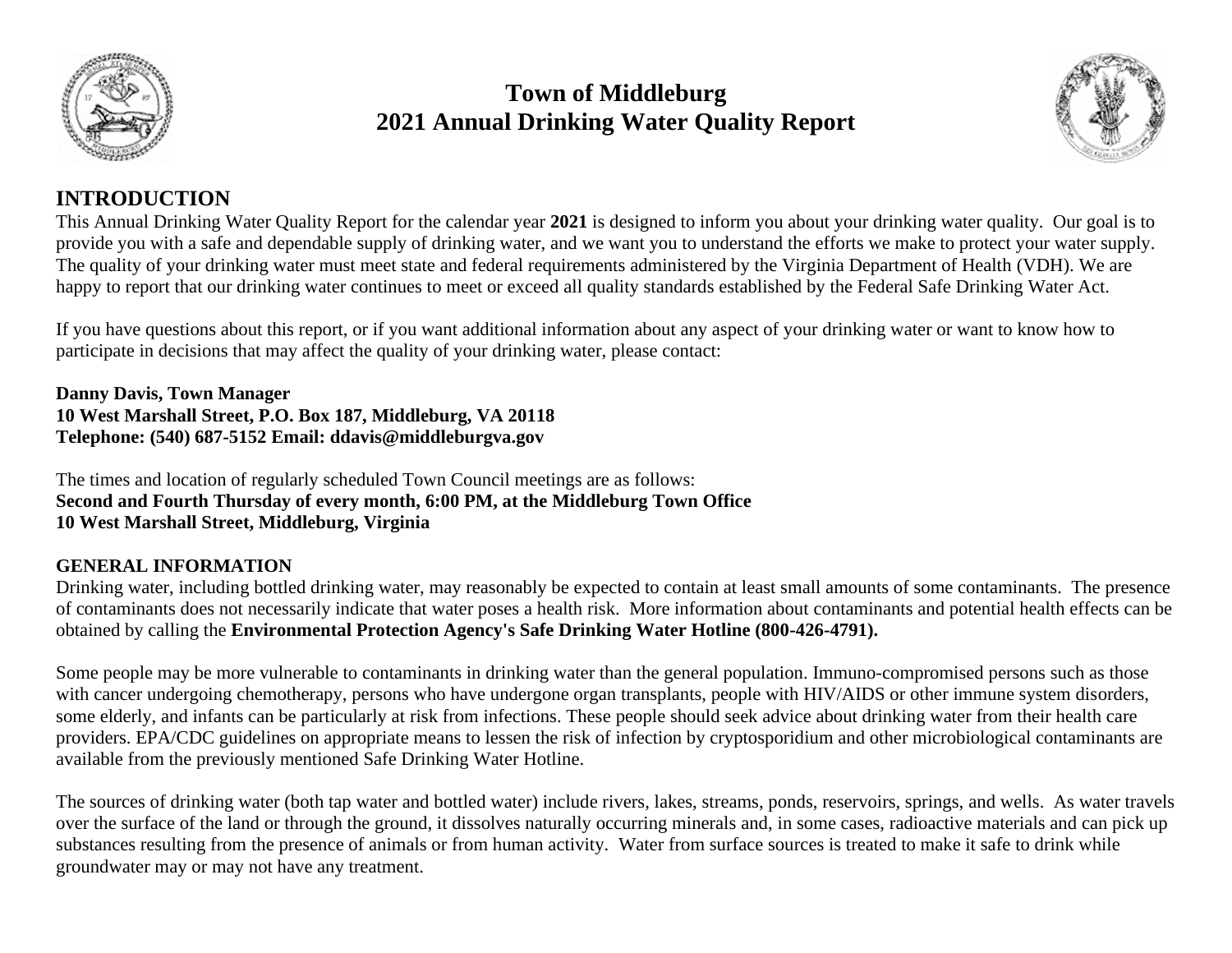# Town of Middleburg
# 2021 Annual Drinking Water Quality Report

## INTRODUCTION

This Annual Drinking Water Quality Report for the calendar year **2021** is designed to inform you about your drinking water quality. Our goal is to provide you with a safe and dependable supply of drinking water, and we want you to understand the efforts we make to protect your water supply. The quality of your drinking water must meet state and federal requirements administered by the Virginia Department of Health (VDH). We are happy to report that our drinking water continues to meet or exceed all quality standards established by the Federal Safe Drinking Water Act.

If you have questions about this report, or if you want additional information about any aspect of your drinking water or want to know how to participate in decisions that may affect the quality of your drinking water, please contact:

**Danny Davis, Town Manager**
**10 West Marshall Street, P.O. Box 187, Middleburg, VA 20118**
**Telephone: (540) 687-5152 Email: ddavis@middleburgva.gov**

The times and location of regularly scheduled Town Council meetings are as follows:
**Second and Fourth Thursday of every month, 6:00 PM, at the Middleburg Town Office**
**10 West Marshall Street, Middleburg, Virginia**

### GENERAL INFORMATION

Drinking water, including bottled drinking water, may reasonably be expected to contain at least small amounts of some contaminants. The presence of contaminants does not necessarily indicate that water poses a health risk. More information about contaminants and potential health effects can be obtained by calling the **Environmental Protection Agency's Safe Drinking Water Hotline (800-426-4791).**

Some people may be more vulnerable to contaminants in drinking water than the general population. Immuno-compromised persons such as those with cancer undergoing chemotherapy, persons who have undergone organ transplants, people with HIV/AIDS or other immune system disorders, some elderly, and infants can be particularly at risk from infections. These people should seek advice about drinking water from their health care providers. EPA/CDC guidelines on appropriate means to lessen the risk of infection by cryptosporidium and other microbiological contaminants are available from the previously mentioned Safe Drinking Water Hotline.

The sources of drinking water (both tap water and bottled water) include rivers, lakes, streams, ponds, reservoirs, springs, and wells. As water travels over the surface of the land or through the ground, it dissolves naturally occurring minerals and, in some cases, radioactive materials and can pick up substances resulting from the presence of animals or from human activity. Water from surface sources is treated to make it safe to drink while groundwater may or may not have any treatment.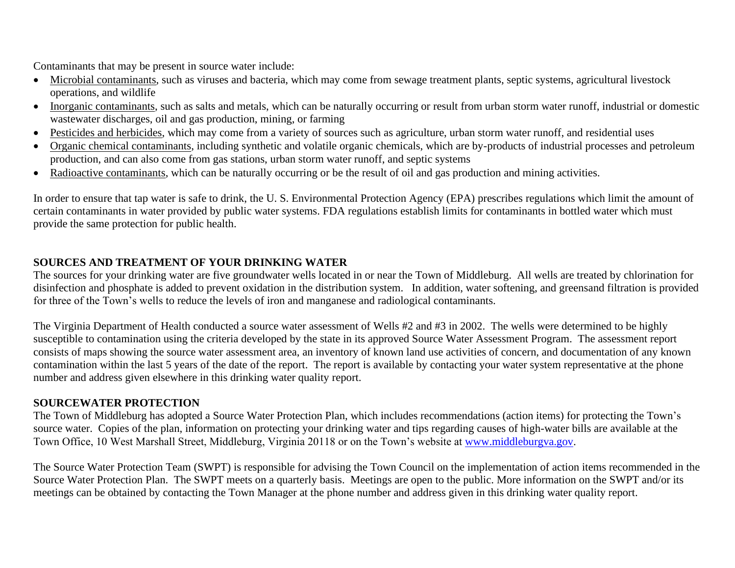Contaminants that may be present in source water include:

- Microbial contaminants, such as viruses and bacteria, which may come from sewage treatment plants, septic systems, agricultural livestock operations, and wildlife
- Inorganic contaminants, such as salts and metals, which can be naturally occurring or result from urban storm water runoff, industrial or domestic wastewater discharges, oil and gas production, mining, or farming
- Pesticides and herbicides, which may come from a variety of sources such as agriculture, urban storm water runoff, and residential uses
- Organic chemical contaminants, including synthetic and volatile organic chemicals, which are by-products of industrial processes and petroleum production, and can also come from gas stations, urban storm water runoff, and septic systems
- Radioactive contaminants, which can be naturally occurring or be the result of oil and gas production and mining activities.

In order to ensure that tap water is safe to drink, the U. S. Environmental Protection Agency (EPA) prescribes regulations which limit the amount of certain contaminants in water provided by public water systems. FDA regulations establish limits for contaminants in bottled water which must provide the same protection for public health.

## SOURCES AND TREATMENT OF YOUR DRINKING WATER

The sources for your drinking water are five groundwater wells located in or near the Town of Middleburg. All wells are treated by chlorination for disinfection and phosphate is added to prevent oxidation in the distribution system. In addition, water softening, and greensand filtration is provided for three of the Town's wells to reduce the levels of iron and manganese and radiological contaminants.

The Virginia Department of Health conducted a source water assessment of Wells #2 and #3 in 2002. The wells were determined to be highly susceptible to contamination using the criteria developed by the state in its approved Source Water Assessment Program. The assessment report consists of maps showing the source water assessment area, an inventory of known land use activities of concern, and documentation of any known contamination within the last 5 years of the date of the report. The report is available by contacting your water system representative at the phone number and address given elsewhere in this drinking water quality report.

## SOURCEWATER PROTECTION

The Town of Middleburg has adopted a Source Water Protection Plan, which includes recommendations (action items) for protecting the Town's source water. Copies of the plan, information on protecting your drinking water and tips regarding causes of high-water bills are available at the Town Office, 10 West Marshall Street, Middleburg, Virginia 20118 or on the Town's website at www.middleburgva.gov.

The Source Water Protection Team (SWPT) is responsible for advising the Town Council on the implementation of action items recommended in the Source Water Protection Plan. The SWPT meets on a quarterly basis. Meetings are open to the public. More information on the SWPT and/or its meetings can be obtained by contacting the Town Manager at the phone number and address given in this drinking water quality report.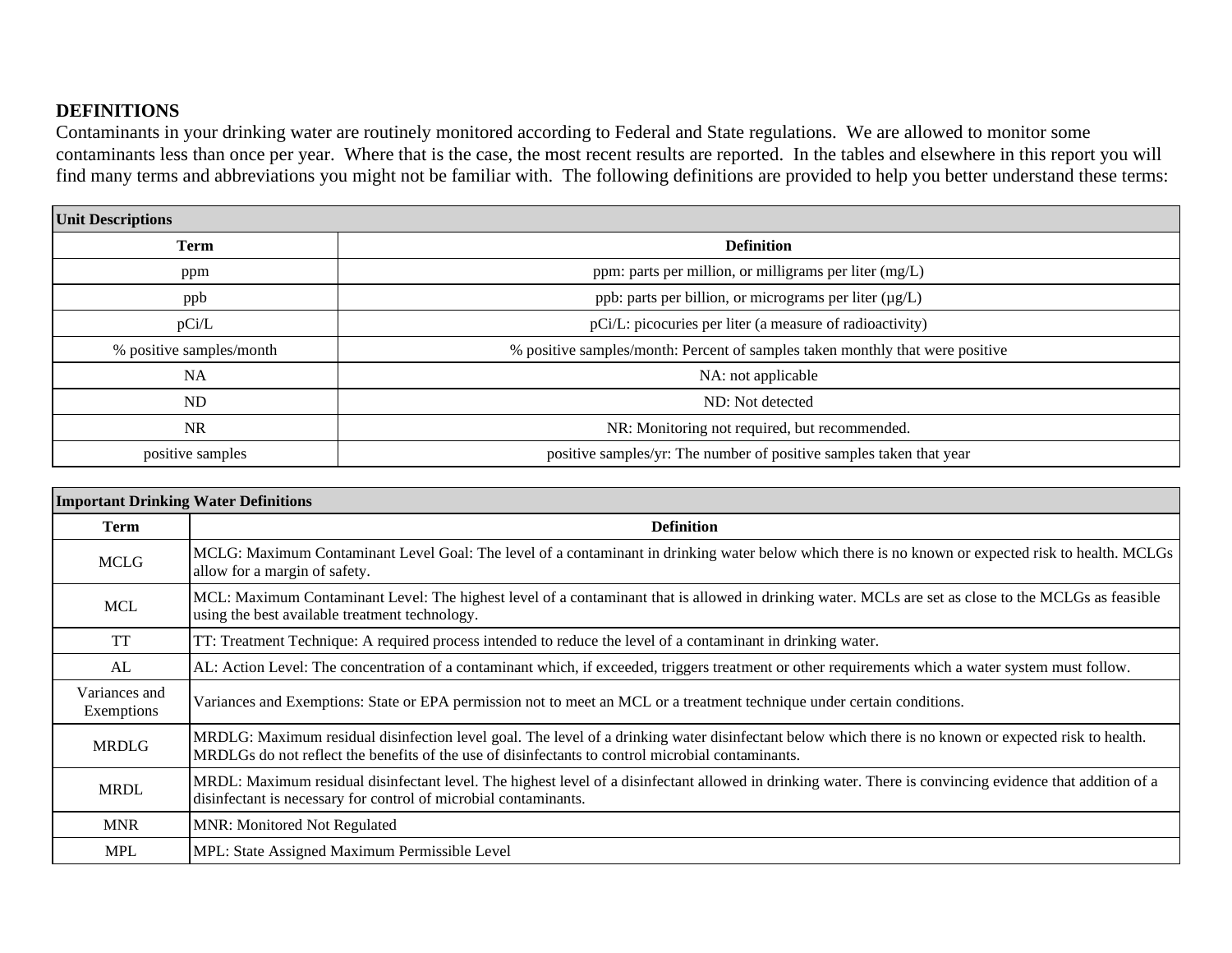**DEFINITIONS**

Contaminants in your drinking water are routinely monitored according to Federal and State regulations. We are allowed to monitor some contaminants less than once per year. Where that is the case, the most recent results are reported. In the tables and elsewhere in this report you will find many terms and abbreviations you might not be familiar with. The following definitions are provided to help you better understand these terms:

| **Unit Descriptions** | |
|---|---|
| **Term** | **Definition** |
| ppm | ppm: parts per million, or milligrams per liter (mg/L) |
| ppb | ppb: parts per billion, or micrograms per liter (µg/L) |
| pCi/L | pCi/L: picocuries per liter (a measure of radioactivity) |
| % positive samples/month | % positive samples/month: Percent of samples taken monthly that were positive |
| NA | NA: not applicable |
| ND | ND: Not detected |
| NR | NR: Monitoring not required, but recommended. |
| positive samples | positive samples/yr: The number of positive samples taken that year |

| **Important Drinking Water Definitions** | |
|---|---|
| **Term** | **Definition** |
| MCLG | MCLG: Maximum Contaminant Level Goal: The level of a contaminant in drinking water below which there is no known or expected risk to health. MCLGs allow for a margin of safety. |
| MCL | MCL: Maximum Contaminant Level: The highest level of a contaminant that is allowed in drinking water. MCLs are set as close to the MCLGs as feasible using the best available treatment technology. |
| TT | TT: Treatment Technique: A required process intended to reduce the level of a contaminant in drinking water. |
| AL | AL: Action Level: The concentration of a contaminant which, if exceeded, triggers treatment or other requirements which a water system must follow. |
| Variances and Exemptions | Variances and Exemptions: State or EPA permission not to meet an MCL or a treatment technique under certain conditions. |
| MRDLG | MRDLG: Maximum residual disinfection level goal. The level of a drinking water disinfectant below which there is no known or expected risk to health. MRDLGs do not reflect the benefits of the use of disinfectants to control microbial contaminants. |
| MRDL | MRDL: Maximum residual disinfectant level. The highest level of a disinfectant allowed in drinking water. There is convincing evidence that addition of a disinfectant is necessary for control of microbial contaminants. |
| MNR | MNR: Monitored Not Regulated |
| MPL | MPL: State Assigned Maximum Permissible Level |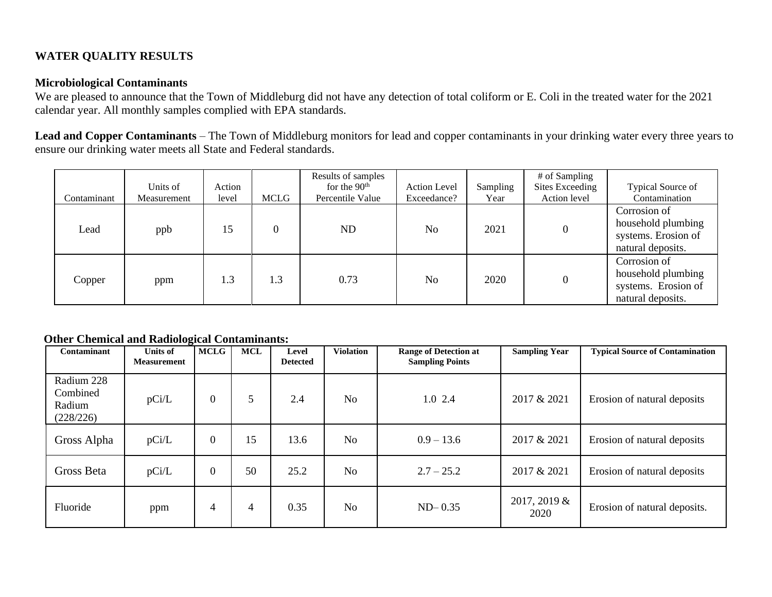**WATER QUALITY RESULTS**

**Microbiological Contaminants**
We are pleased to announce that the Town of Middleburg did not have any detection of total coliform or E. Coli in the treated water for the 2021 calendar year. All monthly samples complied with EPA standards.

**Lead and Copper Contaminants** – The Town of Middleburg monitors for lead and copper contaminants in your drinking water every three years to ensure our drinking water meets all State and Federal standards.

| Contaminant | Units of Measurement | Action level | MCLG | Results of samples for the 90th Percentile Value | Action Level Exceedance? | Sampling Year | # of Sampling Sites Exceeding Action level | Typical Source of Contamination |
|---|---|---|---|---|---|---|---|---|
| Lead | ppb | 15 | 0 | ND | No | 2021 | 0 | Corrosion of household plumbing systems. Erosion of natural deposits. |
| Copper | ppm | 1.3 | 1.3 | 0.73 | No | 2020 | 0 | Corrosion of household plumbing systems. Erosion of natural deposits. |

**Other Chemical and Radiological Contaminants:**

| Contaminant | Units of Measurement | MCLG | MCL | Level Detected | Violation | Range of Detection at Sampling Points | Sampling Year | Typical Source of Contamination |
|---|---|---|---|---|---|---|---|---|
| Radium 228 Combined Radium (228/226) | pCi/L | 0 | 5 | 2.4 | No | 1.0 2.4 | 2017 & 2021 | Erosion of natural deposits |
| Gross Alpha | pCi/L | 0 | 15 | 13.6 | No | 0.9 – 13.6 | 2017 & 2021 | Erosion of natural deposits |
| Gross Beta | pCi/L | 0 | 50 | 25.2 | No | 2.7 – 25.2 | 2017 & 2021 | Erosion of natural deposits |
| Fluoride | ppm | 4 | 4 | 0.35 | No | ND– 0.35 | 2017, 2019 & 2020 | Erosion of natural deposits. |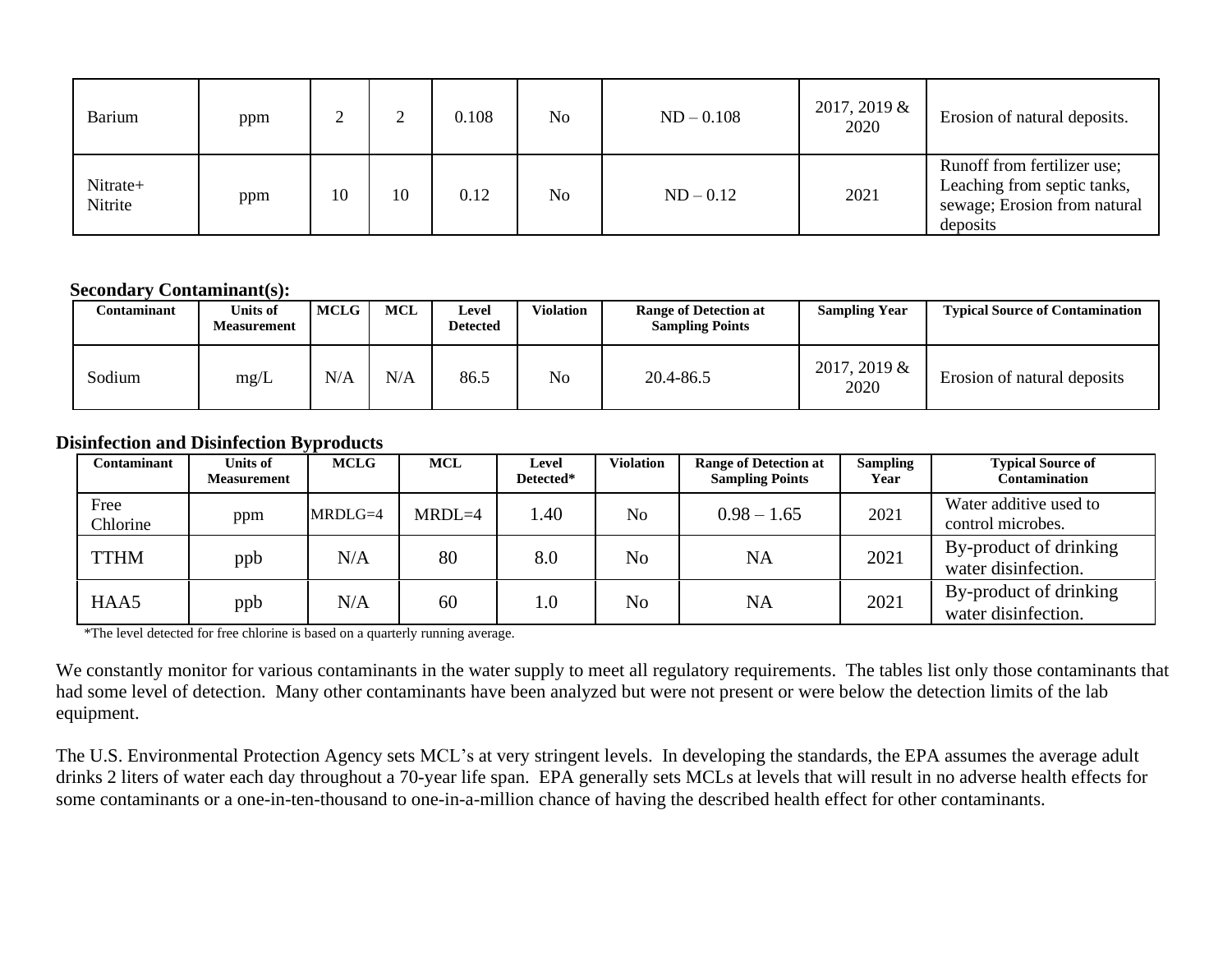| Barium | ppm | 2 | 2 | 0.108 | No | ND – 0.108 | 2017, 2019 & 2020 | Erosion of natural deposits. |
|---|---|---|---|---|---|---|---|---|
| Nitrate+ Nitrite | ppm | 10 | 10 | 0.12 | No | ND – 0.12 | 2021 | Runoff from fertilizer use; Leaching from septic tanks, sewage; Erosion from natural deposits |

**Secondary Contaminant(s):**

| Contaminant | Units of Measurement | MCLG | MCL | Level Detected | Violation | Range of Detection at Sampling Points | Sampling Year | Typical Source of Contamination |
|---|---|---|---|---|---|---|---|---|
| Sodium | mg/L | N/A | N/A | 86.5 | No | 20.4-86.5 | 2017, 2019 & 2020 | Erosion of natural deposits |

**Disinfection and Disinfection Byproducts**

| Contaminant | Units of Measurement | MCLG | MCL | Level Detected* | Violation | Range of Detection at Sampling Points | Sampling Year | Typical Source of Contamination |
|---|---|---|---|---|---|---|---|---|
| Free Chlorine | ppm | MRDLG=4 | MRDL=4 | 1.40 | No | 0.98 – 1.65 | 2021 | Water additive used to control microbes. |
| TTHM | ppb | N/A | 80 | 8.0 | No | NA | 2021 | By-product of drinking water disinfection. |
| HAA5 | ppb | N/A | 60 | 1.0 | No | NA | 2021 | By-product of drinking water disinfection. |

*The level detected for free chlorine is based on a quarterly running average.

We constantly monitor for various contaminants in the water supply to meet all regulatory requirements. The tables list only those contaminants that had some level of detection. Many other contaminants have been analyzed but were not present or were below the detection limits of the lab equipment.

The U.S. Environmental Protection Agency sets MCL's at very stringent levels. In developing the standards, the EPA assumes the average adult drinks 2 liters of water each day throughout a 70-year life span. EPA generally sets MCLs at levels that will result in no adverse health effects for some contaminants or a one-in-ten-thousand to one-in-a-million chance of having the described health effect for other contaminants.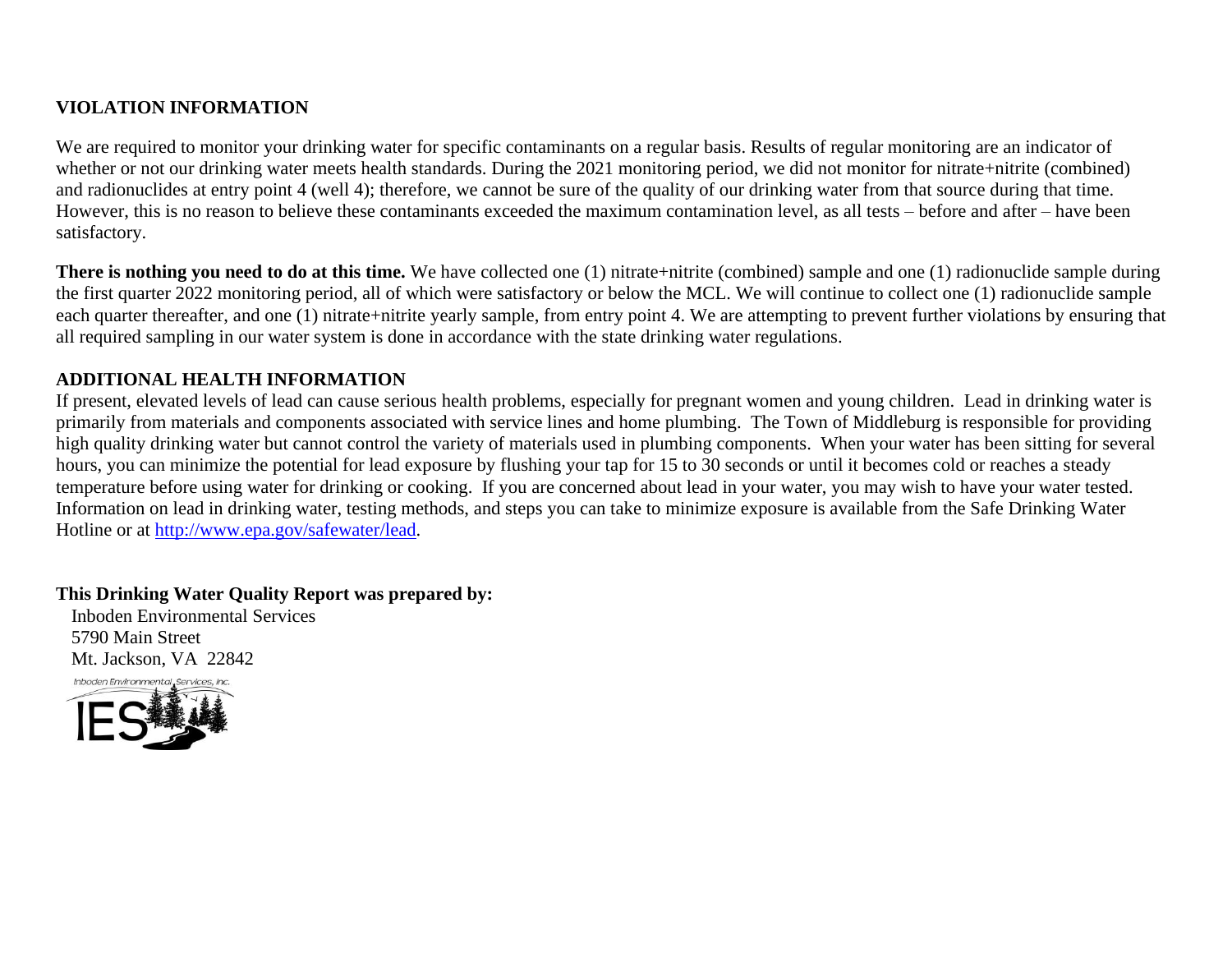## VIOLATION INFORMATION

We are required to monitor your drinking water for specific contaminants on a regular basis. Results of regular monitoring are an indicator of whether or not our drinking water meets health standards. During the 2021 monitoring period, we did not monitor for nitrate+nitrite (combined) and radionuclides at entry point 4 (well 4); therefore, we cannot be sure of the quality of our drinking water from that source during that time. However, this is no reason to believe these contaminants exceeded the maximum contamination level, as all tests – before and after – have been satisfactory.

**There is nothing you need to do at this time.** We have collected one (1) nitrate+nitrite (combined) sample and one (1) radionuclide sample during the first quarter 2022 monitoring period, all of which were satisfactory or below the MCL. We will continue to collect one (1) radionuclide sample each quarter thereafter, and one (1) nitrate+nitrite yearly sample, from entry point 4. We are attempting to prevent further violations by ensuring that all required sampling in our water system is done in accordance with the state drinking water regulations.

## ADDITIONAL HEALTH INFORMATION

If present, elevated levels of lead can cause serious health problems, especially for pregnant women and young children. Lead in drinking water is primarily from materials and components associated with service lines and home plumbing. The Town of Middleburg is responsible for providing high quality drinking water but cannot control the variety of materials used in plumbing components. When your water has been sitting for several hours, you can minimize the potential for lead exposure by flushing your tap for 15 to 30 seconds or until it becomes cold or reaches a steady temperature before using water for drinking or cooking. If you are concerned about lead in your water, you may wish to have your water tested. Information on lead in drinking water, testing methods, and steps you can take to minimize exposure is available from the Safe Drinking Water Hotline or at http://www.epa.gov/safewater/lead.

**This Drinking Water Quality Report was prepared by:**

Inboden Environmental Services
5790 Main Street
Mt. Jackson, VA 22842

Inboden Environmental Services, Inc.
IES